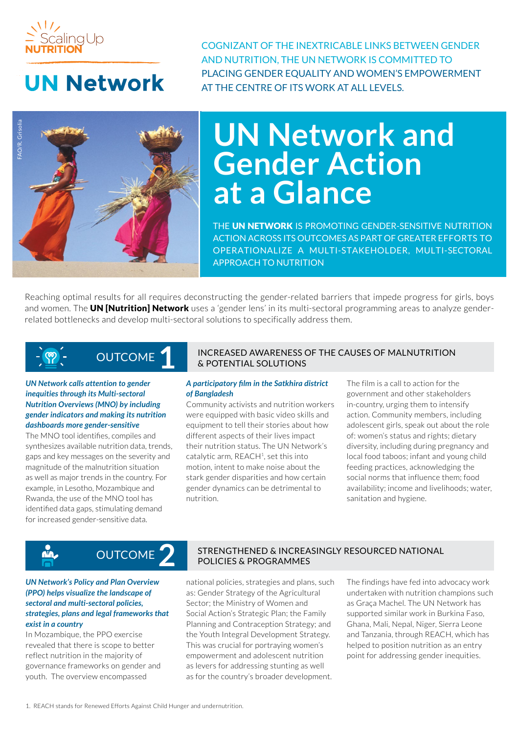Scaling Up NUTRITION

# UN Network

COGNIZANT OF THE INEXTRICABLE LINKS BETWEEN GENDER AND NUTRITION, THE UN NETWORK IS COMMITTED TO PLACING GENDER EQUALITY AND WOMEN'S EMPOWERMENT AT THE CENTRE OF ITS WORK AT ALL LEVELS.

FAO/R. Grisolia

# UN Network and Gender Action at a Glance

THE **UN NETWORK** IS PROMOTING GENDER-SENSITIVE NUTRITION ACTION ACROSS ITS OUTCOMES AS PART OF GREATER EFFORTS TO OPERATIONALIZE A MULTI-STAKEHOLDER, MULTI-SECTORAL APPROACH TO NUTRITION

Reaching optimal results for all requires deconstructing the gender-related barriers that impede progress for girls, boys and women. The **UN [Nutrition] Network** uses a 'gender lens' in its multi-sectoral programming areas to analyze gender-related bottlenecks and develop multi-sectoral solutions to specifically address them.

## OUTCOME 1 — INCREASED AWARENESS OF THE CAUSES OF MALNUTRITION & POTENTIAL SOLUTIONS

***UN Network calls attention to gender inequities through its Multi-sectoral Nutrition Overviews (MNO) by including gender indicators and making its nutrition dashboards more gender-sensitive***

The MNO tool identifies, compiles and synthesizes available nutrition data, trends, gaps and key messages on the severity and magnitude of the malnutrition situation as well as major trends in the country. For example, in Lesotho, Mozambique and Rwanda, the use of the MNO tool has identified data gaps, stimulating demand for increased gender-sensitive data.

***A participatory film in the Satkhira district of Bangladesh***

Community activists and nutrition workers were equipped with basic video skills and equipment to tell their stories about how different aspects of their lives impact their nutrition status. The UN Network's catalytic arm, REACH[1], set this into motion, intent to make noise about the stark gender disparities and how certain gender dynamics can be detrimental to nutrition.

The film is a call to action for the government and other stakeholders in-country, urging them to intensify action. Community members, including adolescent girls, speak out about the role of: women's status and rights; dietary diversity, including during pregnancy and local food taboos; infant and young child feeding practices, acknowledging the social norms that influence them; food availability; income and livelihoods; water, sanitation and hygiene.

## OUTCOME 2 — STRENGTHENED & INCREASINGLY RESOURCED NATIONAL POLICIES & PROGRAMMES

***UN Network's Policy and Plan Overview (PPO) helps visualize the landscape of sectoral and multi-sectoral policies, strategies, plans and legal frameworks that exist in a country***

In Mozambique, the PPO exercise revealed that there is scope to better reflect nutrition in the majority of governance frameworks on gender and youth. The overview encompassed national policies, strategies and plans, such as: Gender Strategy of the Agricultural Sector; the Ministry of Women and Social Action's Strategic Plan; the Family Planning and Contraception Strategy; and the Youth Integral Development Strategy. This was crucial for portraying women's empowerment and adolescent nutrition as levers for addressing stunting as well as for the country's broader development.

The findings have fed into advocacy work undertaken with nutrition champions such as Graça Machel. The UN Network has supported similar work in Burkina Faso, Ghana, Mali, Nepal, Niger, Sierra Leone and Tanzania, through REACH, which has helped to position nutrition as an entry point for addressing gender inequities.

1. REACH stands for Renewed Efforts Against Child Hunger and undernutrition.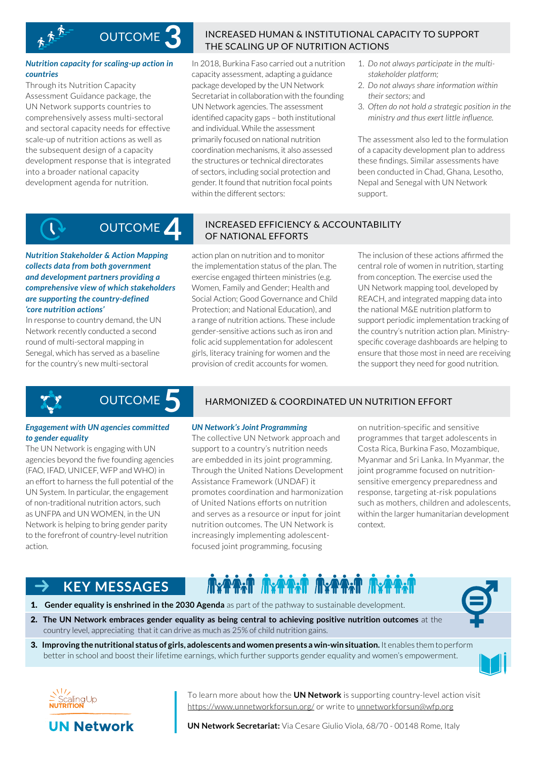## OUTCOME 3

### INCREASED HUMAN & INSTITUTIONAL CAPACITY TO SUPPORT THE SCALING UP OF NUTRITION ACTIONS

***Nutrition capacity for scaling-up action in countries***

Through its Nutrition Capacity Assessment Guidance package, the UN Network supports countries to comprehensively assess multi-sectoral and sectoral capacity needs for effective scale-up of nutrition actions as well as the subsequent design of a capacity development response that is integrated into a broader national capacity development agenda for nutrition.

In 2018, Burkina Faso carried out a nutrition capacity assessment, adapting a guidance package developed by the UN Network Secretariat in collaboration with the founding UN Network agencies. The assessment identified capacity gaps – both institutional and individual. While the assessment primarily focused on national nutrition coordination mechanisms, it also assessed the structures or technical directorates of sectors, including social protection and gender. It found that nutrition focal points within the different sectors:

1. *Do not always participate in the multi-stakeholder platform;*
2. *Do not always share information within their sectors;* and
3. *Often do not hold a strategic position in the ministry and thus exert little influence.*

The assessment also led to the formulation of a capacity development plan to address these findings. Similar assessments have been conducted in Chad, Ghana, Lesotho, Nepal and Senegal with UN Network support.

## OUTCOME 4

### INCREASED EFFICIENCY & ACCOUNTABILITY OF NATIONAL EFFORTS

***Nutrition Stakeholder & Action Mapping collects data from both government and development partners providing a comprehensive view of which stakeholders are supporting the country-defined 'core nutrition actions'***

In response to country demand, the UN Network recently conducted a second round of multi-sectoral mapping in Senegal, which has served as a baseline for the country's new multi-sectoral action plan on nutrition and to monitor the implementation status of the plan. The exercise engaged thirteen ministries (e.g. Women, Family and Gender; Health and Social Action; Good Governance and Child Protection; and National Education), and a range of nutrition actions. These include gender-sensitive actions such as iron and folic acid supplementation for adolescent girls, literacy training for women and the provision of credit accounts for women.

The inclusion of these actions affirmed the central role of women in nutrition, starting from conception. The exercise used the UN Network mapping tool, developed by REACH, and integrated mapping data into the national M&E nutrition platform to support periodic implementation tracking of the country's nutrition action plan. Ministry-specific coverage dashboards are helping to ensure that those most in need are receiving the support they need for good nutrition.

## OUTCOME 5

### HARMONIZED & COORDINATED UN NUTRITION EFFORT

***Engagement with UN agencies committed to gender equality***

The UN Network is engaging with UN agencies beyond the five founding agencies (FAO, IFAD, UNICEF, WFP and WHO) in an effort to harness the full potential of the UN System. In particular, the engagement of non-traditional nutrition actors, such as UNFPA and UN WOMEN, in the UN Network is helping to bring gender parity to the forefront of country-level nutrition action.

***UN Network's Joint Programming***

The collective UN Network approach and support to a country's nutrition needs are embedded in its joint programming. Through the United Nations Development Assistance Framework (UNDAF) it promotes coordination and harmonization of United Nations efforts on nutrition and serves as a resource or input for joint nutrition outcomes. The UN Network is increasingly implementing adolescent-focused joint programming, focusing on nutrition-specific and sensitive programmes that target adolescents in Costa Rica, Burkina Faso, Mozambique, Myanmar and Sri Lanka. In Myanmar, the joint programme focused on nutrition-sensitive emergency preparedness and response, targeting at-risk populations such as mothers, children and adolescents, within the larger humanitarian development context.

## KEY MESSAGES

1. **Gender equality is enshrined in the 2030 Agenda** as part of the pathway to sustainable development.
2. **The UN Network embraces gender equality as being central to achieving positive nutrition outcomes** at the country level, appreciating that it can drive as much as 25% of child nutrition gains.
3. **Improving the nutritional status of girls, adolescents and women presents a win-win situation.** It enables them to perform better in school and boost their lifetime earnings, which further supports gender equality and women's empowerment.

ScalingUp NUTRITION

**UN Network**

To learn more about how the **UN Network** is supporting country-level action visit https://www.unnetworkforsun.org/ or write to unnetworkforsun@wfp.org

**UN Network Secretariat:** Via Cesare Giulio Viola, 68/70 - 00148 Rome, Italy